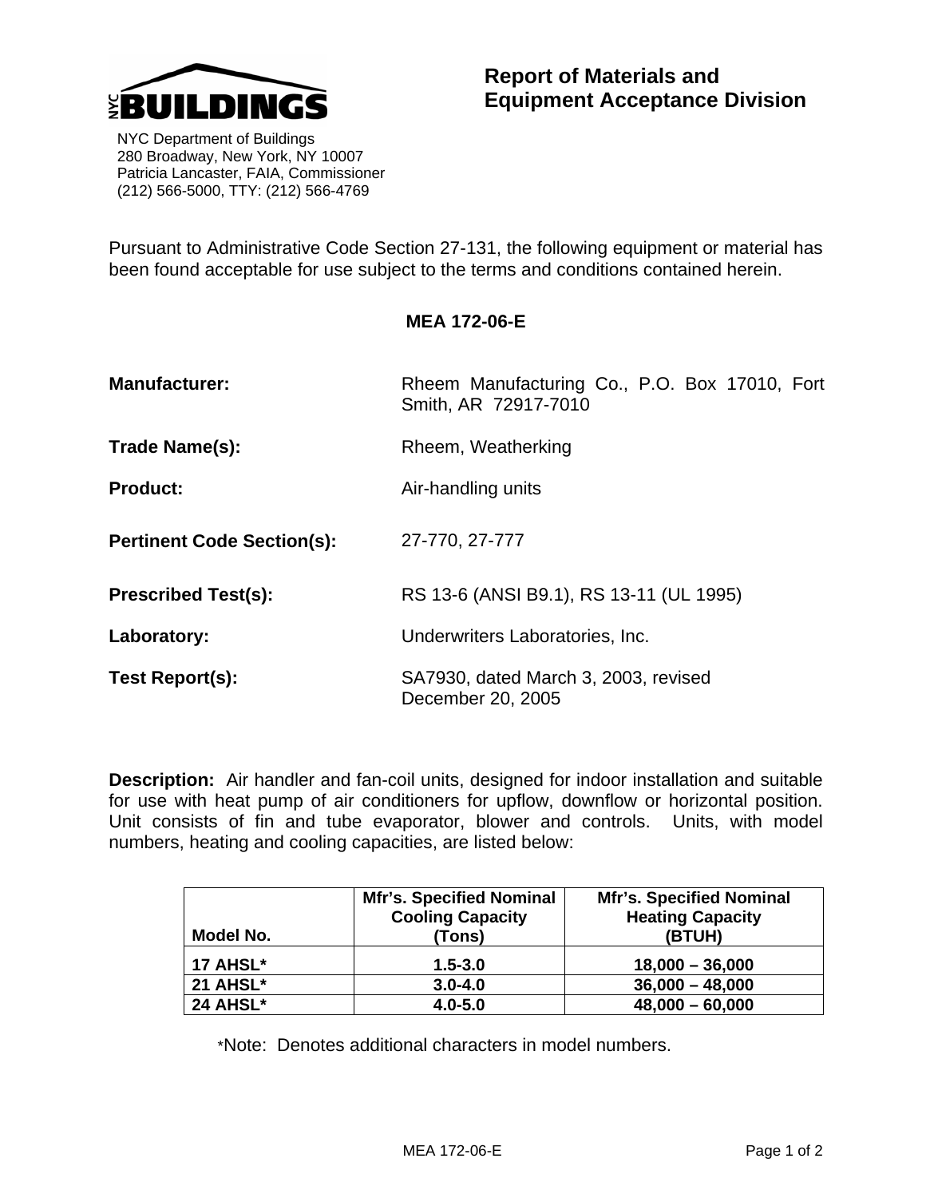NYC BUILDINGS

NYC Department of Buildings
280 Broadway, New York, NY 10007
Patricia Lancaster, FAIA, Commissioner
(212) 566-5000, TTY: (212) 566-4769

# Report of Materials and Equipment Acceptance Division

Pursuant to Administrative Code Section 27-131, the following equipment or material has been found acceptable for use subject to the terms and conditions contained herein.

## MEA 172-06-E

**Manufacturer:** Rheem Manufacturing Co., P.O. Box 17010, Fort Smith, AR 72917-7010

**Trade Name(s):** Rheem, Weatherking

**Product:** Air-handling units

**Pertinent Code Section(s):** 27-770, 27-777

**Prescribed Test(s):** RS 13-6 (ANSI B9.1), RS 13-11 (UL 1995)

**Laboratory:** Underwriters Laboratories, Inc.

**Test Report(s):** SA7930, dated March 3, 2003, revised December 20, 2005

**Description:** Air handler and fan-coil units, designed for indoor installation and suitable for use with heat pump of air conditioners for upflow, downflow or horizontal position. Unit consists of fin and tube evaporator, blower and controls. Units, with model numbers, heating and cooling capacities, are listed below:

| Model No. | Mfr's. Specified Nominal Cooling Capacity (Tons) | Mfr's. Specified Nominal Heating Capacity (BTUH) |
|---|---|---|
| 17 AHSL* | 1.5-3.0 | 18,000 – 36,000 |
| 21 AHSL* | 3.0-4.0 | 36,000 – 48,000 |
| 24 AHSL* | 4.0-5.0 | 48,000 – 60,000 |

*Note: Denotes additional characters in model numbers.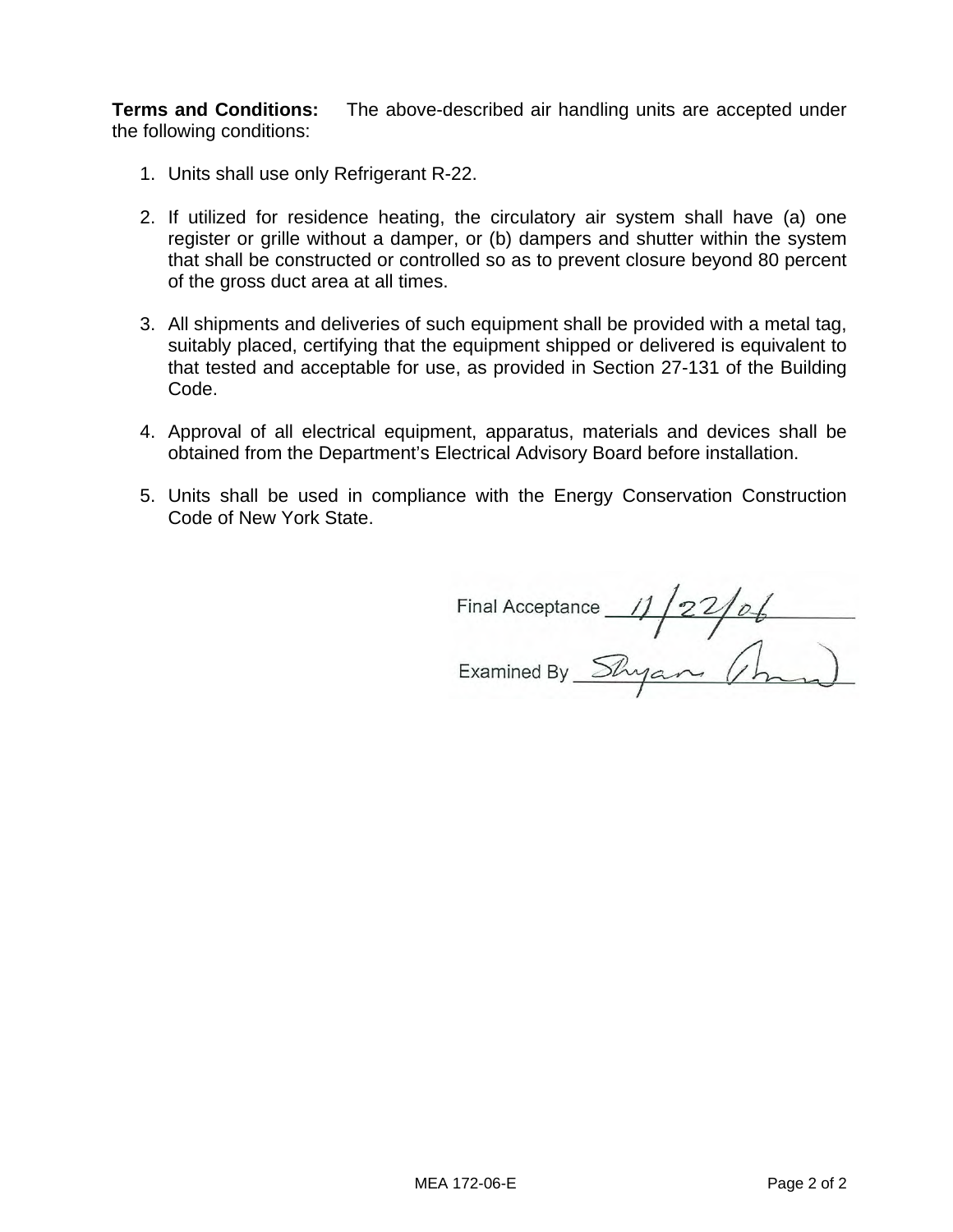**Terms and Conditions:** The above-described air handling units are accepted under the following conditions:

1. Units shall use only Refrigerant R-22.

2. If utilized for residence heating, the circulatory air system shall have (a) one register or grille without a damper, or (b) dampers and shutter within the system that shall be constructed or controlled so as to prevent closure beyond 80 percent of the gross duct area at all times.

3. All shipments and deliveries of such equipment shall be provided with a metal tag, suitably placed, certifying that the equipment shipped or delivered is equivalent to that tested and acceptable for use, as provided in Section 27-131 of the Building Code.

4. Approval of all electrical equipment, apparatus, materials and devices shall be obtained from the Department's Electrical Advisory Board before installation.

5. Units shall be used in compliance with the Energy Conservation Construction Code of New York State.

Final Acceptance 11/22/06

Examined By Shyam Amin

MEA 172-06-E